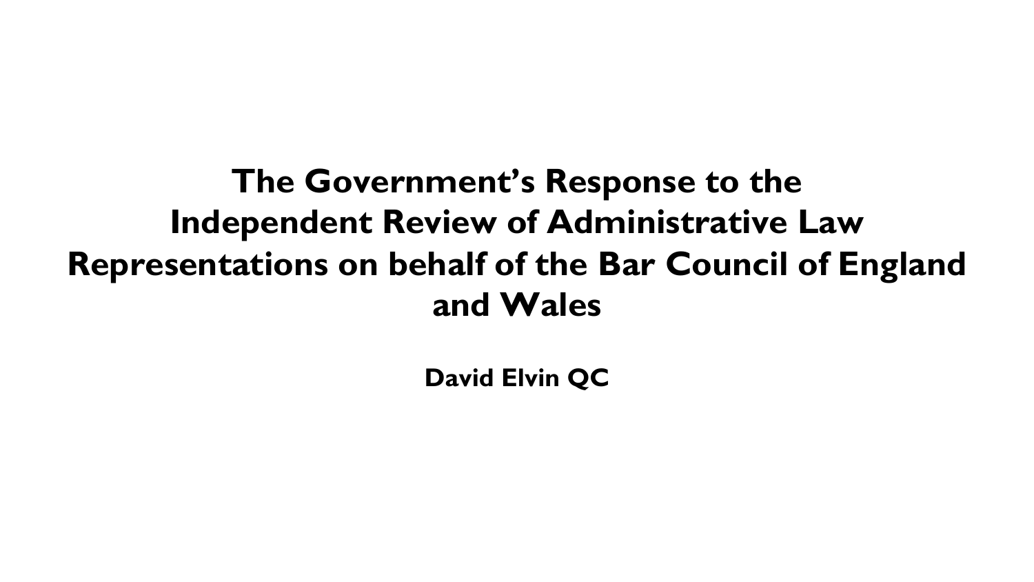# The Government's Response to the Independent Review of Administrative Law Representations on behalf of the Bar Council of England and Wales

**David Elvin QC**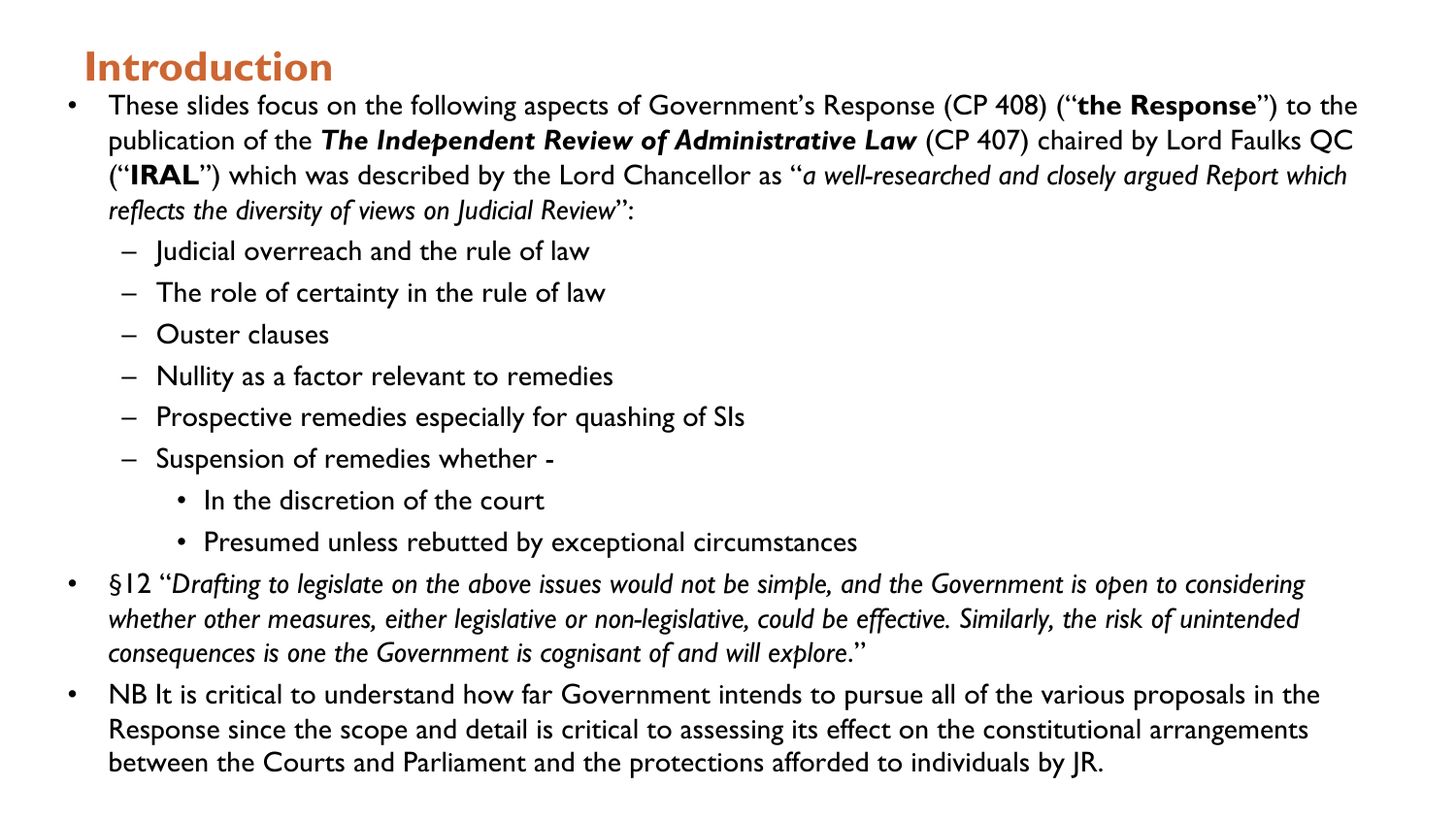# Introduction

- These slides focus on the following aspects of Government's Response (CP 408) ("**the Response**") to the publication of the ***The Independent Review of Administrative Law*** (CP 407) chaired by Lord Faulks QC ("**IRAL**") which was described by the Lord Chancellor as "*a well-researched and closely argued Report which reflects the diversity of views on Judicial Review*":
  - Judicial overreach and the rule of law
  - The role of certainty in the rule of law
  - Ouster clauses
  - Nullity as a factor relevant to remedies
  - Prospective remedies especially for quashing of SIs
  - Suspension of remedies whether -
    - In the discretion of the court
    - Presumed unless rebutted by exceptional circumstances
- §12 "*Drafting to legislate on the above issues would not be simple, and the Government is open to considering whether other measures, either legislative or non-legislative, could be effective. Similarly, the risk of unintended consequences is one the Government is cognisant of and will explore*."
- NB It is critical to understand how far Government intends to pursue all of the various proposals in the Response since the scope and detail is critical to assessing its effect on the constitutional arrangements between the Courts and Parliament and the protections afforded to individuals by JR.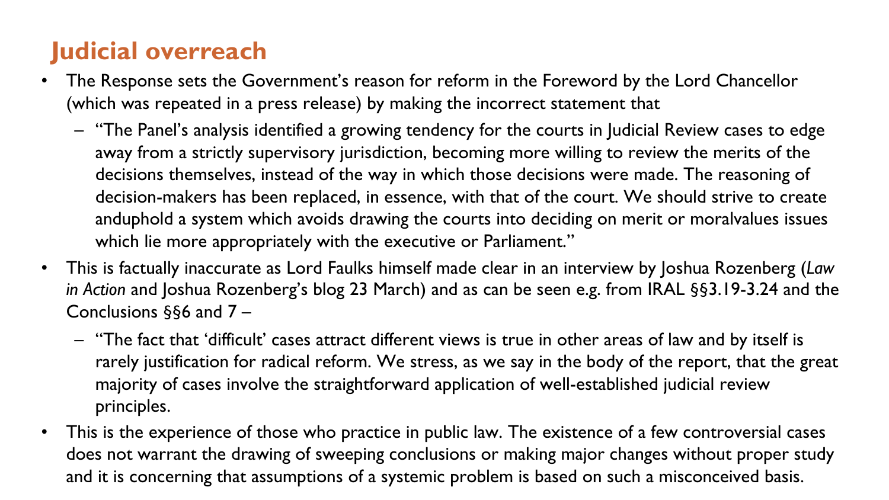## Judicial overreach

- The Response sets the Government's reason for reform in the Foreword by the Lord Chancellor (which was repeated in a press release) by making the incorrect statement that
  - "The Panel's analysis identified a growing tendency for the courts in Judicial Review cases to edge away from a strictly supervisory jurisdiction, becoming more willing to review the merits of the decisions themselves, instead of the way in which those decisions were made. The reasoning of decision-makers has been replaced, in essence, with that of the court. We should strive to create anduphold a system which avoids drawing the courts into deciding on merit or moralvalues issues which lie more appropriately with the executive or Parliament."
- This is factually inaccurate as Lord Faulks himself made clear in an interview by Joshua Rozenberg (*Law in Action* and Joshua Rozenberg's blog 23 March) and as can be seen e.g. from IRAL §§3.19-3.24 and the Conclusions §§6 and 7 –
  - "The fact that 'difficult' cases attract different views is true in other areas of law and by itself is rarely justification for radical reform. We stress, as we say in the body of the report, that the great majority of cases involve the straightforward application of well-established judicial review principles.
- This is the experience of those who practice in public law. The existence of a few controversial cases does not warrant the drawing of sweeping conclusions or making major changes without proper study and it is concerning that assumptions of a systemic problem is based on such a misconceived basis.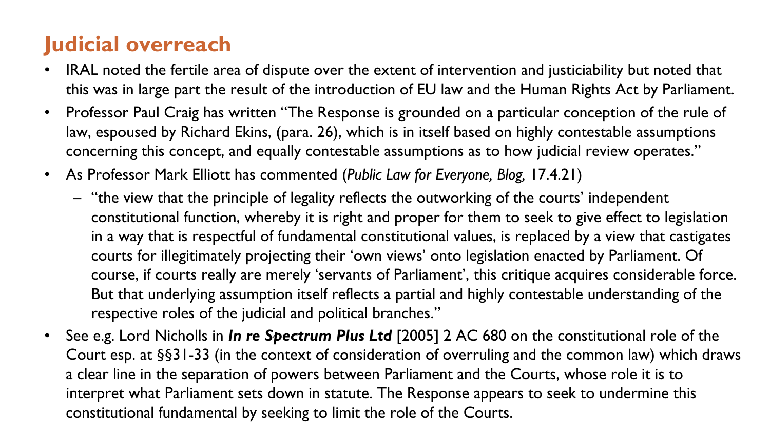## Judicial overreach

- IRAL noted the fertile area of dispute over the extent of intervention and justiciability but noted that this was in large part the result of the introduction of EU law and the Human Rights Act by Parliament.
- Professor Paul Craig has written "The Response is grounded on a particular conception of the rule of law, espoused by Richard Ekins, (para. 26), which is in itself based on highly contestable assumptions concerning this concept, and equally contestable assumptions as to how judicial review operates."
- As Professor Mark Elliott has commented (*Public Law for Everyone, Blog,* 17.4.21)
  - "the view that the principle of legality reflects the outworking of the courts' independent constitutional function, whereby it is right and proper for them to seek to give effect to legislation in a way that is respectful of fundamental constitutional values, is replaced by a view that castigates courts for illegitimately projecting their 'own views' onto legislation enacted by Parliament. Of course, if courts really are merely 'servants of Parliament', this critique acquires considerable force. But that underlying assumption itself reflects a partial and highly contestable understanding of the respective roles of the judicial and political branches."
- See e.g. Lord Nicholls in ***In re Spectrum Plus Ltd*** [2005] 2 AC 680 on the constitutional role of the Court esp. at §§31-33 (in the context of consideration of overruling and the common law) which draws a clear line in the separation of powers between Parliament and the Courts, whose role it is to interpret what Parliament sets down in statute. The Response appears to seek to undermine this constitutional fundamental by seeking to limit the role of the Courts.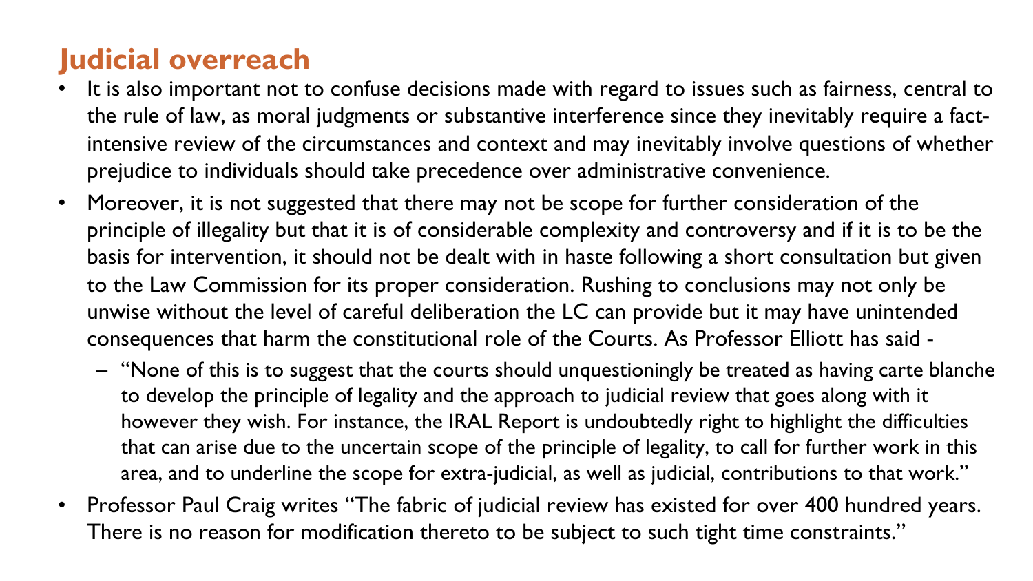## Judicial overreach

- It is also important not to confuse decisions made with regard to issues such as fairness, central to the rule of law, as moral judgments or substantive interference since they inevitably require a fact-intensive review of the circumstances and context and may inevitably involve questions of whether prejudice to individuals should take precedence over administrative convenience.
- Moreover, it is not suggested that there may not be scope for further consideration of the principle of illegality but that it is of considerable complexity and controversy and if it is to be the basis for intervention, it should not be dealt with in haste following a short consultation but given to the Law Commission for its proper consideration. Rushing to conclusions may not only be unwise without the level of careful deliberation the LC can provide but it may have unintended consequences that harm the constitutional role of the Courts. As Professor Elliott has said -
  - "None of this is to suggest that the courts should unquestioningly be treated as having carte blanche to develop the principle of legality and the approach to judicial review that goes along with it however they wish. For instance, the IRAL Report is undoubtedly right to highlight the difficulties that can arise due to the uncertain scope of the principle of legality, to call for further work in this area, and to underline the scope for extra-judicial, as well as judicial, contributions to that work."
- Professor Paul Craig writes "The fabric of judicial review has existed for over 400 hundred years. There is no reason for modification thereto to be subject to such tight time constraints."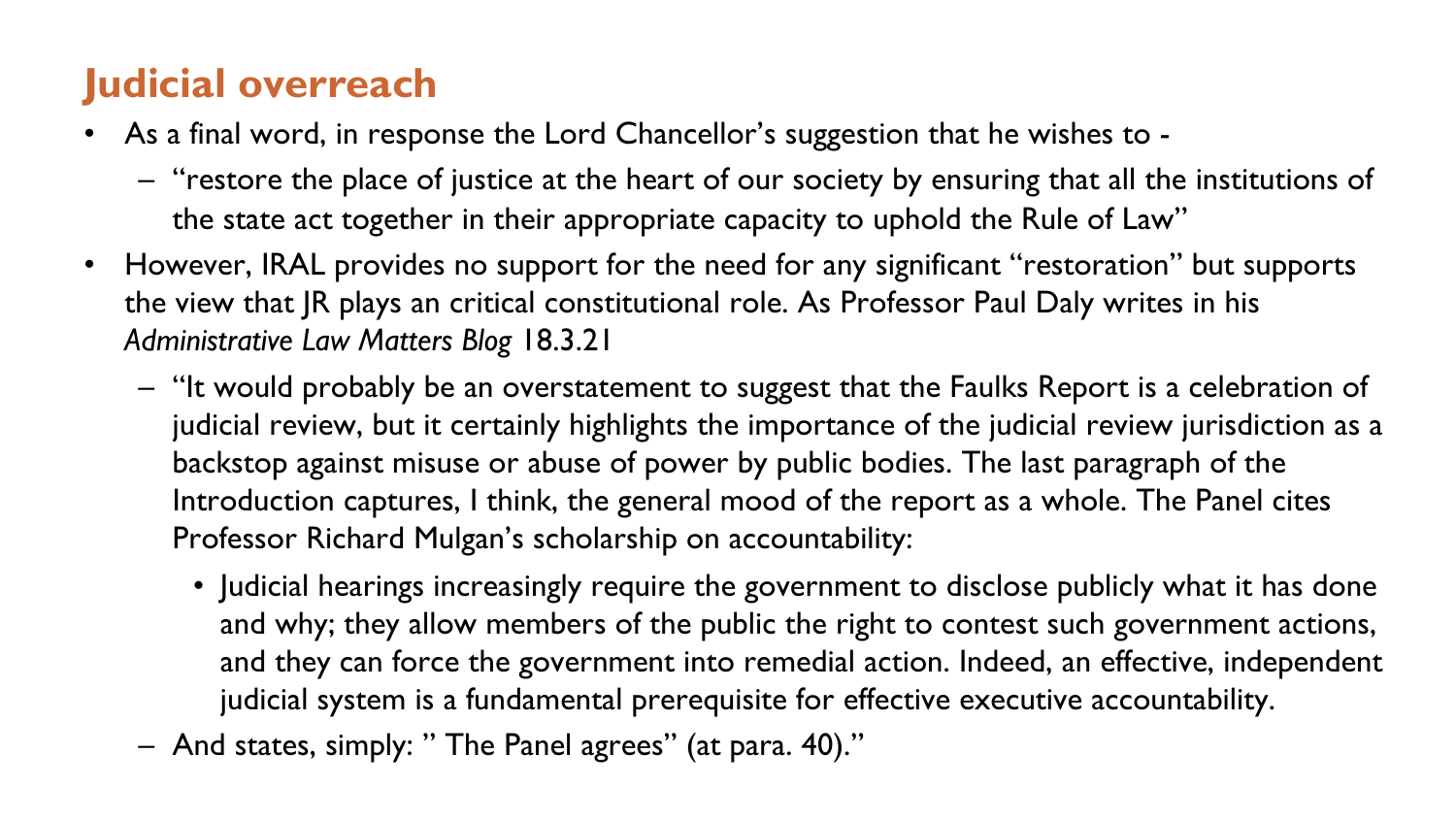## Judicial overreach

- As a final word, in response the Lord Chancellor's suggestion that he wishes to -
  - "restore the place of justice at the heart of our society by ensuring that all the institutions of the state act together in their appropriate capacity to uphold the Rule of Law"
- However, IRAL provides no support for the need for any significant "restoration" but supports the view that JR plays an critical constitutional role. As Professor Paul Daly writes in his *Administrative Law Matters Blog* 18.3.21
  - "It would probably be an overstatement to suggest that the Faulks Report is a celebration of judicial review, but it certainly highlights the importance of the judicial review jurisdiction as a backstop against misuse or abuse of power by public bodies. The last paragraph of the Introduction captures, I think, the general mood of the report as a whole. The Panel cites Professor Richard Mulgan's scholarship on accountability:
    - Judicial hearings increasingly require the government to disclose publicly what it has done and why; they allow members of the public the right to contest such government actions, and they can force the government into remedial action. Indeed, an effective, independent judicial system is a fundamental prerequisite for effective executive accountability.
  - And states, simply: " The Panel agrees" (at para. 40)."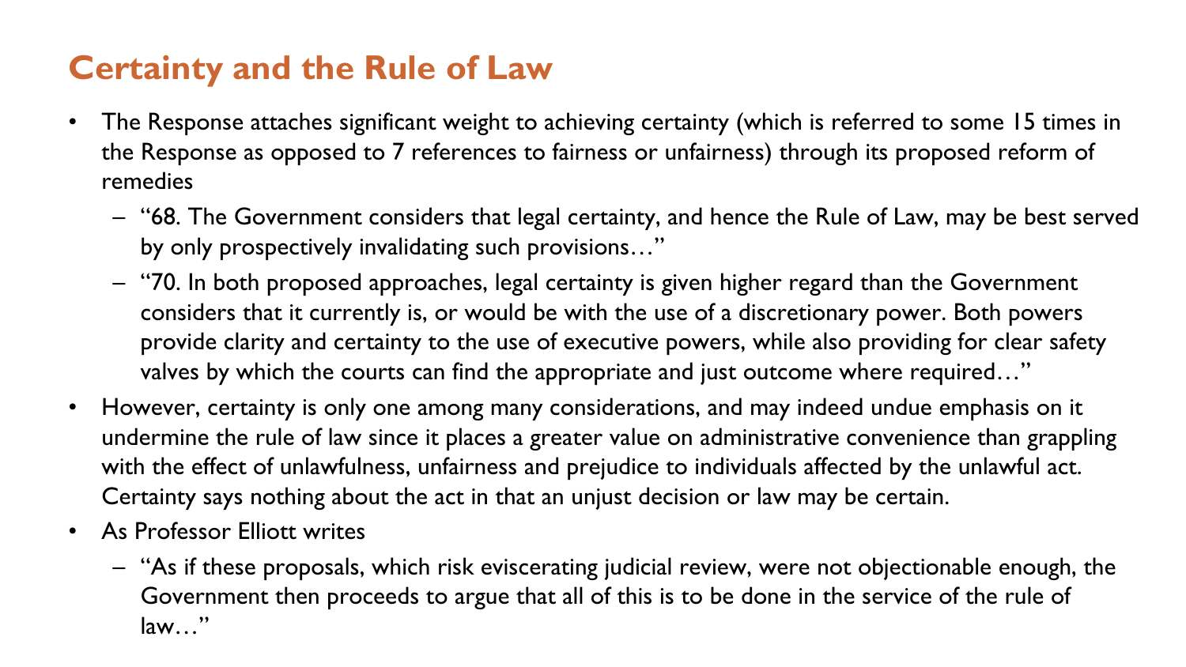# Certainty and the Rule of Law

- The Response attaches significant weight to achieving certainty (which is referred to some 15 times in the Response as opposed to 7 references to fairness or unfairness) through its proposed reform of remedies
  - "68. The Government considers that legal certainty, and hence the Rule of Law, may be best served by only prospectively invalidating such provisions…"
  - "70. In both proposed approaches, legal certainty is given higher regard than the Government considers that it currently is, or would be with the use of a discretionary power. Both powers provide clarity and certainty to the use of executive powers, while also providing for clear safety valves by which the courts can find the appropriate and just outcome where required…"
- However, certainty is only one among many considerations, and may indeed undue emphasis on it undermine the rule of law since it places a greater value on administrative convenience than grappling with the effect of unlawfulness, unfairness and prejudice to individuals affected by the unlawful act. Certainty says nothing about the act in that an unjust decision or law may be certain.
- As Professor Elliott writes
  - "As if these proposals, which risk eviscerating judicial review, were not objectionable enough, the Government then proceeds to argue that all of this is to be done in the service of the rule of law…"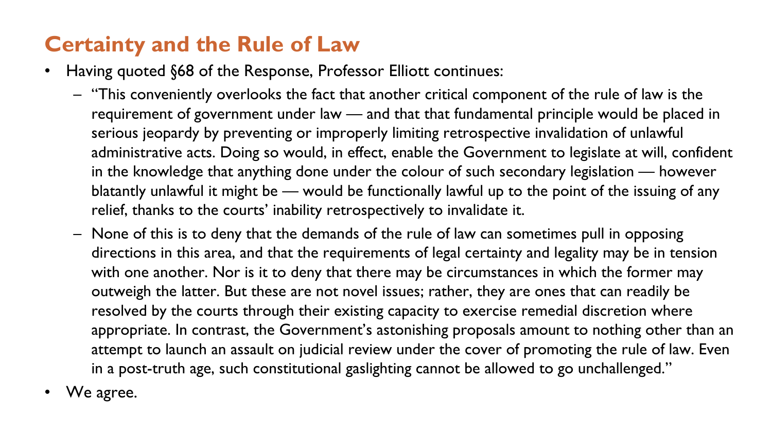## Certainty and the Rule of Law

- Having quoted §68 of the Response, Professor Elliott continues:
  - "This conveniently overlooks the fact that another critical component of the rule of law is the requirement of government under law — and that that fundamental principle would be placed in serious jeopardy by preventing or improperly limiting retrospective invalidation of unlawful administrative acts. Doing so would, in effect, enable the Government to legislate at will, confident in the knowledge that anything done under the colour of such secondary legislation — however blatantly unlawful it might be — would be functionally lawful up to the point of the issuing of any relief, thanks to the courts' inability retrospectively to invalidate it.
  - None of this is to deny that the demands of the rule of law can sometimes pull in opposing directions in this area, and that the requirements of legal certainty and legality may be in tension with one another. Nor is it to deny that there may be circumstances in which the former may outweigh the latter. But these are not novel issues; rather, they are ones that can readily be resolved by the courts through their existing capacity to exercise remedial discretion where appropriate. In contrast, the Government's astonishing proposals amount to nothing other than an attempt to launch an assault on judicial review under the cover of promoting the rule of law. Even in a post-truth age, such constitutional gaslighting cannot be allowed to go unchallenged."
- We agree.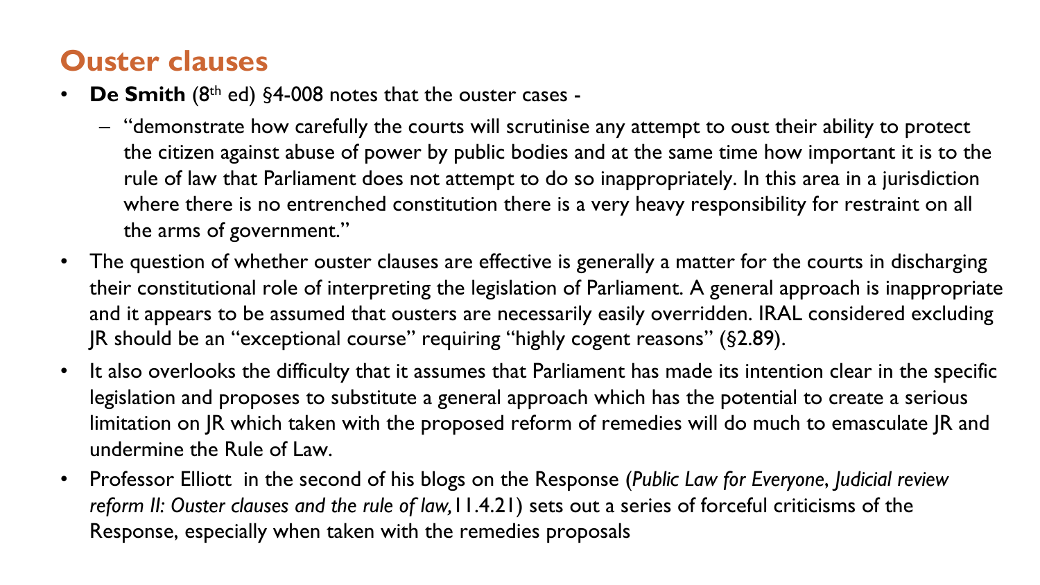## Ouster clauses

- **De Smith** (8th ed) §4-008 notes that the ouster cases -
  - "demonstrate how carefully the courts will scrutinise any attempt to oust their ability to protect the citizen against abuse of power by public bodies and at the same time how important it is to the rule of law that Parliament does not attempt to do so inappropriately. In this area in a jurisdiction where there is no entrenched constitution there is a very heavy responsibility for restraint on all the arms of government."
- The question of whether ouster clauses are effective is generally a matter for the courts in discharging their constitutional role of interpreting the legislation of Parliament. A general approach is inappropriate and it appears to be assumed that ousters are necessarily easily overridden. IRAL considered excluding JR should be an "exceptional course" requiring "highly cogent reasons" (§2.89).
- It also overlooks the difficulty that it assumes that Parliament has made its intention clear in the specific legislation and proposes to substitute a general approach which has the potential to create a serious limitation on JR which taken with the proposed reform of remedies will do much to emasculate JR and undermine the Rule of Law.
- Professor Elliott in the second of his blogs on the Response (*Public Law for Everyone*, *Judicial review reform II: Ouster clauses and the rule of law,*11.4.21) sets out a series of forceful criticisms of the Response, especially when taken with the remedies proposals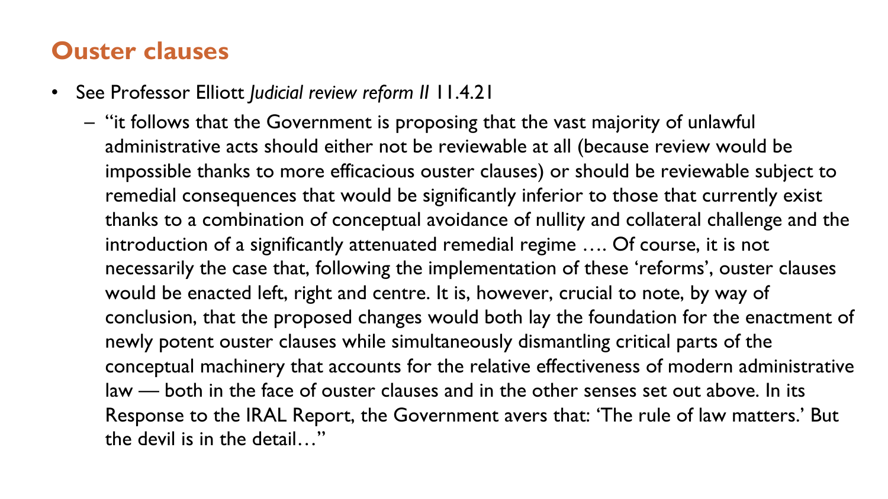# Ouster clauses

- See Professor Elliott *Judicial review reform II* 11.4.21
  - "it follows that the Government is proposing that the vast majority of unlawful administrative acts should either not be reviewable at all (because review would be impossible thanks to more efficacious ouster clauses) or should be reviewable subject to remedial consequences that would be significantly inferior to those that currently exist thanks to a combination of conceptual avoidance of nullity and collateral challenge and the introduction of a significantly attenuated remedial regime …. Of course, it is not necessarily the case that, following the implementation of these 'reforms', ouster clauses would be enacted left, right and centre. It is, however, crucial to note, by way of conclusion, that the proposed changes would both lay the foundation for the enactment of newly potent ouster clauses while simultaneously dismantling critical parts of the conceptual machinery that accounts for the relative effectiveness of modern administrative law — both in the face of ouster clauses and in the other senses set out above. In its Response to the IRAL Report, the Government avers that: 'The rule of law matters.' But the devil is in the detail…"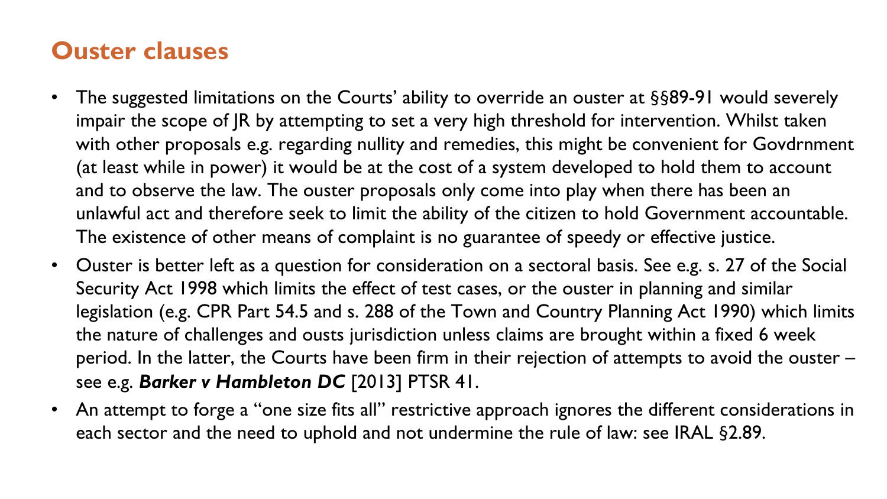# Ouster clauses

- The suggested limitations on the Courts' ability to override an ouster at §§89-91 would severely impair the scope of JR by attempting to set a very high threshold for intervention. Whilst taken with other proposals e.g. regarding nullity and remedies, this might be convenient for Govdrnment (at least while in power) it would be at the cost of a system developed to hold them to account and to observe the law. The ouster proposals only come into play when there has been an unlawful act and therefore seek to limit the ability of the citizen to hold Government accountable. The existence of other means of complaint is no guarantee of speedy or effective justice.
- Ouster is better left as a question for consideration on a sectoral basis. See e.g. s. 27 of the Social Security Act 1998 which limits the effect of test cases, or the ouster in planning and similar legislation (e.g. CPR Part 54.5 and s. 288 of the Town and Country Planning Act 1990) which limits the nature of challenges and ousts jurisdiction unless claims are brought within a fixed 6 week period. In the latter, the Courts have been firm in their rejection of attempts to avoid the ouster – see e.g. ***Barker v Hambleton DC*** [2013] PTSR 41.
- An attempt to forge a "one size fits all" restrictive approach ignores the different considerations in each sector and the need to uphold and not undermine the rule of law: see IRAL §2.89.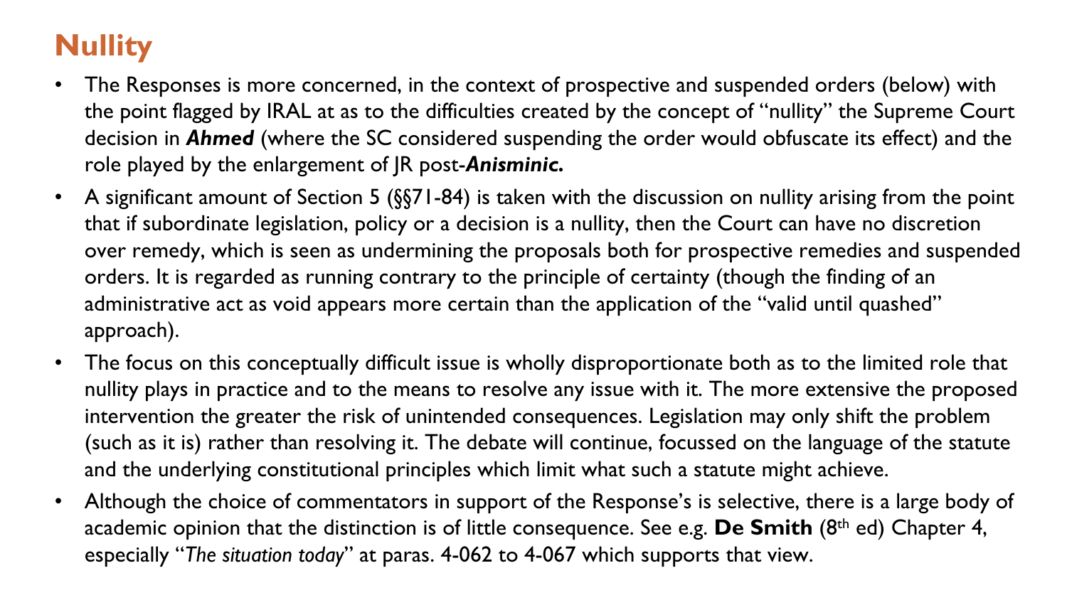# Nullity

- The Responses is more concerned, in the context of prospective and suspended orders (below) with the point flagged by IRAL at as to the difficulties created by the concept of "nullity" the Supreme Court decision in ***Ahmed*** (where the SC considered suspending the order would obfuscate its effect) and the role played by the enlargement of JR post-***Anisminic.***
- A significant amount of Section 5 (§§71-84) is taken with the discussion on nullity arising from the point that if subordinate legislation, policy or a decision is a nullity, then the Court can have no discretion over remedy, which is seen as undermining the proposals both for prospective remedies and suspended orders. It is regarded as running contrary to the principle of certainty (though the finding of an administrative act as void appears more certain than the application of the "valid until quashed" approach).
- The focus on this conceptually difficult issue is wholly disproportionate both as to the limited role that nullity plays in practice and to the means to resolve any issue with it. The more extensive the proposed intervention the greater the risk of unintended consequences. Legislation may only shift the problem (such as it is) rather than resolving it. The debate will continue, focussed on the language of the statute and the underlying constitutional principles which limit what such a statute might achieve.
- Although the choice of commentators in support of the Response's is selective, there is a large body of academic opinion that the distinction is of little consequence. See e.g. **De Smith** (8th ed) Chapter 4, especially "*The situation today*" at paras. 4-062 to 4-067 which supports that view.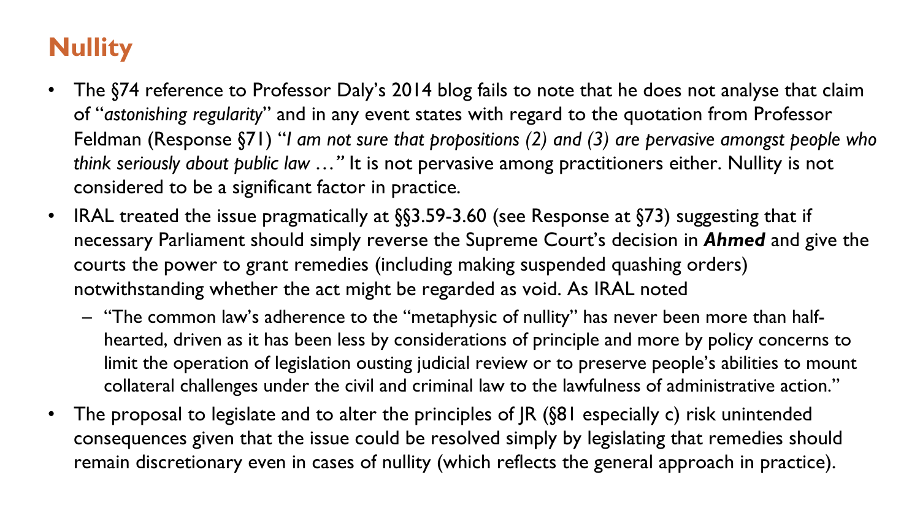# Nullity

- The §74 reference to Professor Daly's 2014 blog fails to note that he does not analyse that claim of "*astonishing regularity*" and in any event states with regard to the quotation from Professor Feldman (Response §71) "*I am not sure that propositions (2) and (3) are pervasive amongst people who think seriously about public law …*" It is not pervasive among practitioners either. Nullity is not considered to be a significant factor in practice.
- IRAL treated the issue pragmatically at §§3.59-3.60 (see Response at §73) suggesting that if necessary Parliament should simply reverse the Supreme Court's decision in ***Ahmed*** and give the courts the power to grant remedies (including making suspended quashing orders) notwithstanding whether the act might be regarded as void. As IRAL noted
  - "The common law's adherence to the "metaphysic of nullity" has never been more than half-hearted, driven as it has been less by considerations of principle and more by policy concerns to limit the operation of legislation ousting judicial review or to preserve people's abilities to mount collateral challenges under the civil and criminal law to the lawfulness of administrative action."
- The proposal to legislate and to alter the principles of JR (§81 especially c) risk unintended consequences given that the issue could be resolved simply by legislating that remedies should remain discretionary even in cases of nullity (which reflects the general approach in practice).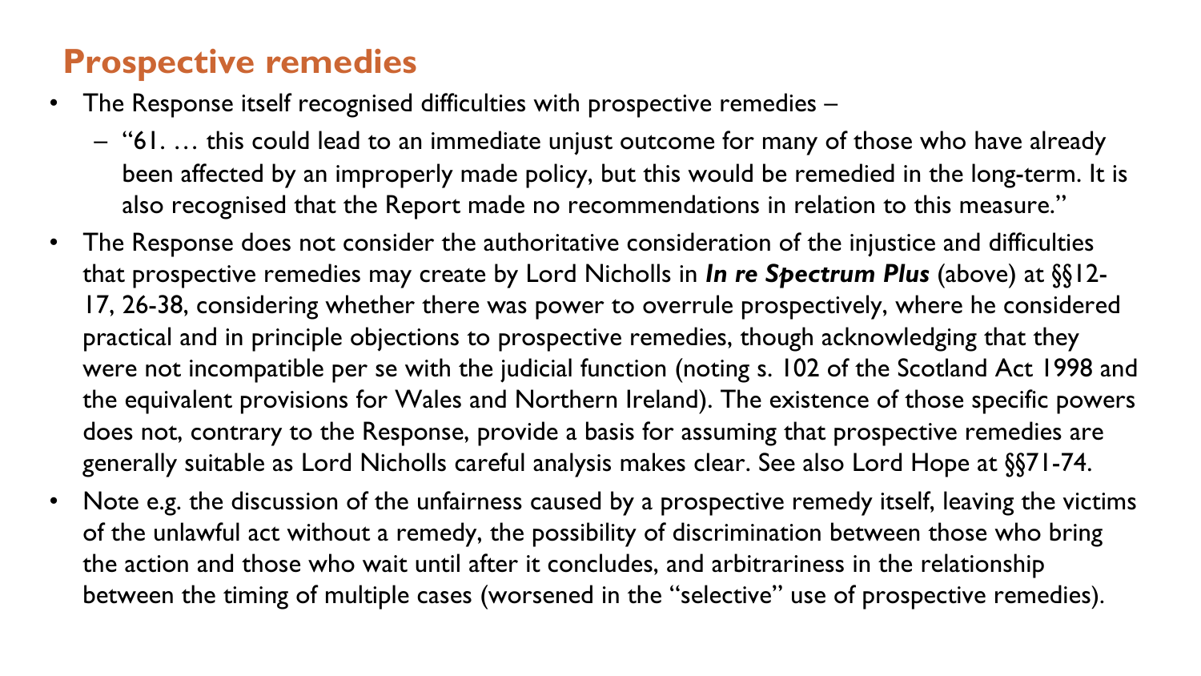## Prospective remedies

- The Response itself recognised difficulties with prospective remedies –
  - "61. … this could lead to an immediate unjust outcome for many of those who have already been affected by an improperly made policy, but this would be remedied in the long-term. It is also recognised that the Report made no recommendations in relation to this measure."
- The Response does not consider the authoritative consideration of the injustice and difficulties that prospective remedies may create by Lord Nicholls in ***In re Spectrum Plus*** (above) at §§12-17, 26-38, considering whether there was power to overrule prospectively, where he considered practical and in principle objections to prospective remedies, though acknowledging that they were not incompatible per se with the judicial function (noting s. 102 of the Scotland Act 1998 and the equivalent provisions for Wales and Northern Ireland). The existence of those specific powers does not, contrary to the Response, provide a basis for assuming that prospective remedies are generally suitable as Lord Nicholls careful analysis makes clear. See also Lord Hope at §§71-74.
- Note e.g. the discussion of the unfairness caused by a prospective remedy itself, leaving the victims of the unlawful act without a remedy, the possibility of discrimination between those who bring the action and those who wait until after it concludes, and arbitrariness in the relationship between the timing of multiple cases (worsened in the "selective" use of prospective remedies).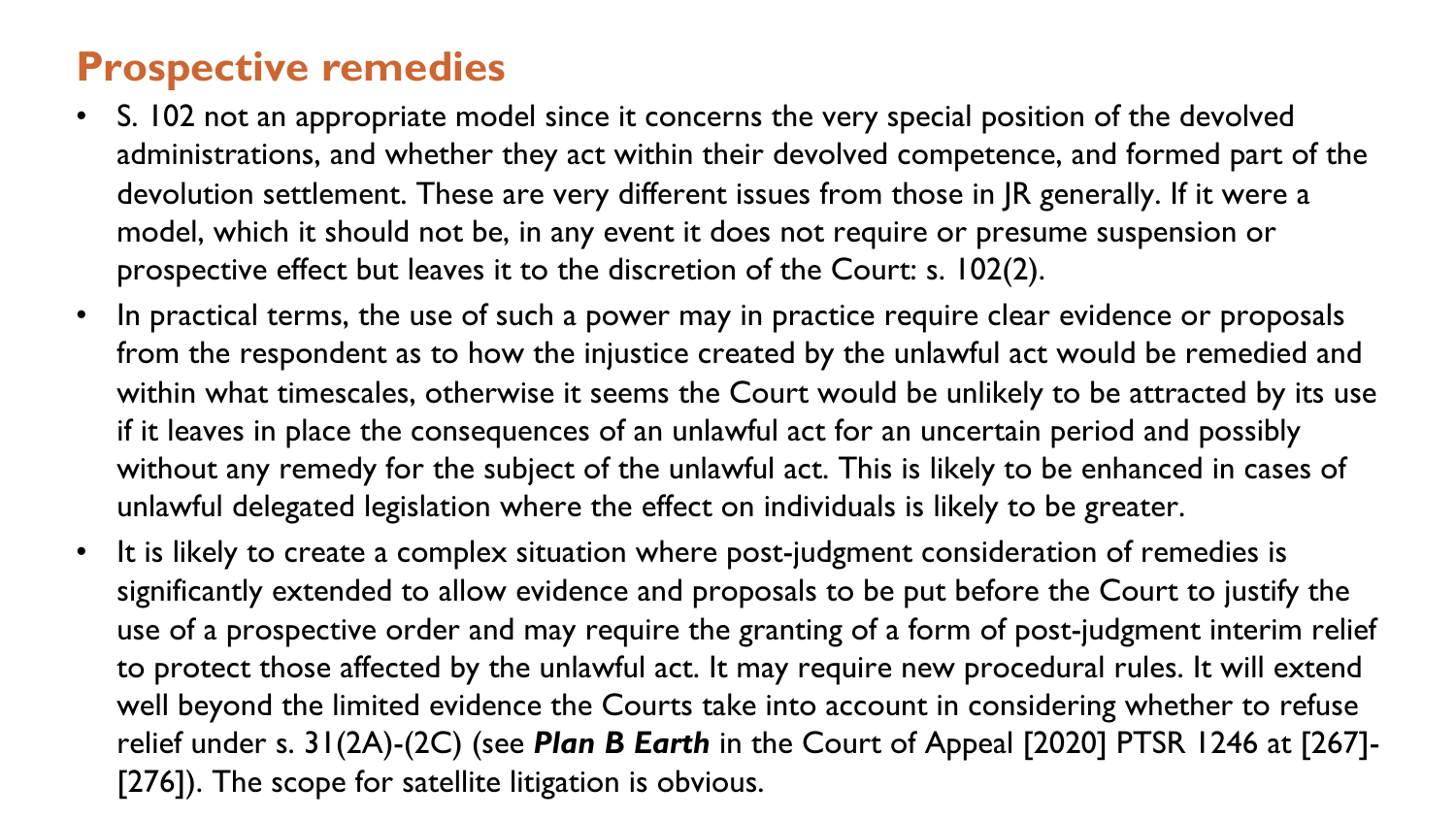## Prospective remedies

- S. 102 not an appropriate model since it concerns the very special position of the devolved administrations, and whether they act within their devolved competence, and formed part of the devolution settlement. These are very different issues from those in JR generally. If it were a model, which it should not be, in any event it does not require or presume suspension or prospective effect but leaves it to the discretion of the Court: s. 102(2).
- In practical terms, the use of such a power may in practice require clear evidence or proposals from the respondent as to how the injustice created by the unlawful act would be remedied and within what timescales, otherwise it seems the Court would be unlikely to be attracted by its use if it leaves in place the consequences of an unlawful act for an uncertain period and possibly without any remedy for the subject of the unlawful act. This is likely to be enhanced in cases of unlawful delegated legislation where the effect on individuals is likely to be greater.
- It is likely to create a complex situation where post-judgment consideration of remedies is significantly extended to allow evidence and proposals to be put before the Court to justify the use of a prospective order and may require the granting of a form of post-judgment interim relief to protect those affected by the unlawful act. It may require new procedural rules. It will extend well beyond the limited evidence the Courts take into account in considering whether to refuse relief under s. 31(2A)-(2C) (see ***Plan B Earth*** in the Court of Appeal [2020] PTSR 1246 at [267]-[276]). The scope for satellite litigation is obvious.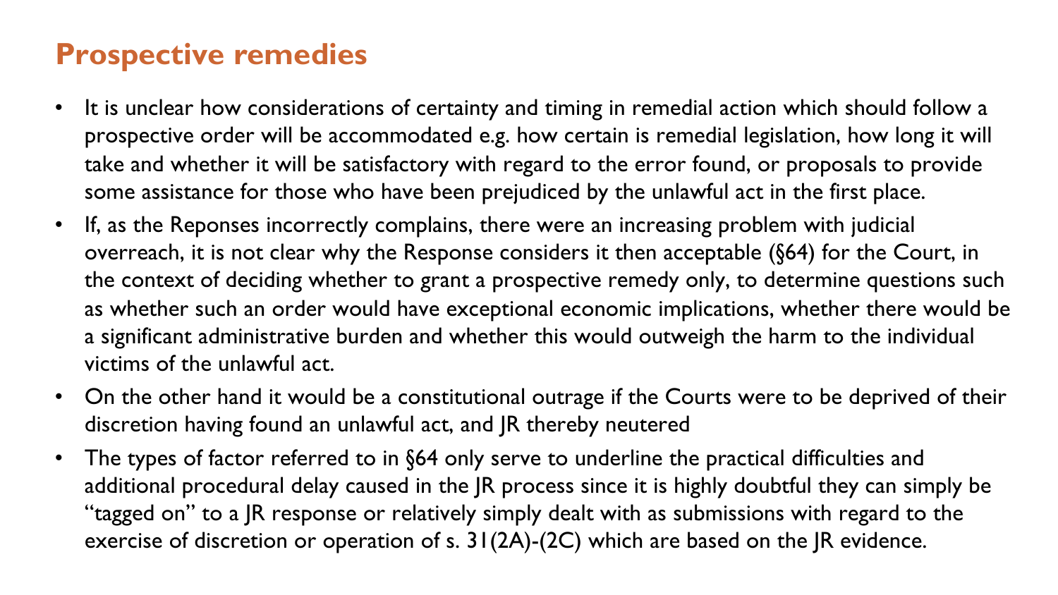## Prospective remedies

- It is unclear how considerations of certainty and timing in remedial action which should follow a prospective order will be accommodated e.g. how certain is remedial legislation, how long it will take and whether it will be satisfactory with regard to the error found, or proposals to provide some assistance for those who have been prejudiced by the unlawful act in the first place.
- If, as the Reponses incorrectly complains, there were an increasing problem with judicial overreach, it is not clear why the Response considers it then acceptable (§64) for the Court, in the context of deciding whether to grant a prospective remedy only, to determine questions such as whether such an order would have exceptional economic implications, whether there would be a significant administrative burden and whether this would outweigh the harm to the individual victims of the unlawful act.
- On the other hand it would be a constitutional outrage if the Courts were to be deprived of their discretion having found an unlawful act, and JR thereby neutered
- The types of factor referred to in §64 only serve to underline the practical difficulties and additional procedural delay caused in the JR process since it is highly doubtful they can simply be "tagged on" to a JR response or relatively simply dealt with as submissions with regard to the exercise of discretion or operation of s. 31(2A)-(2C) which are based on the JR evidence.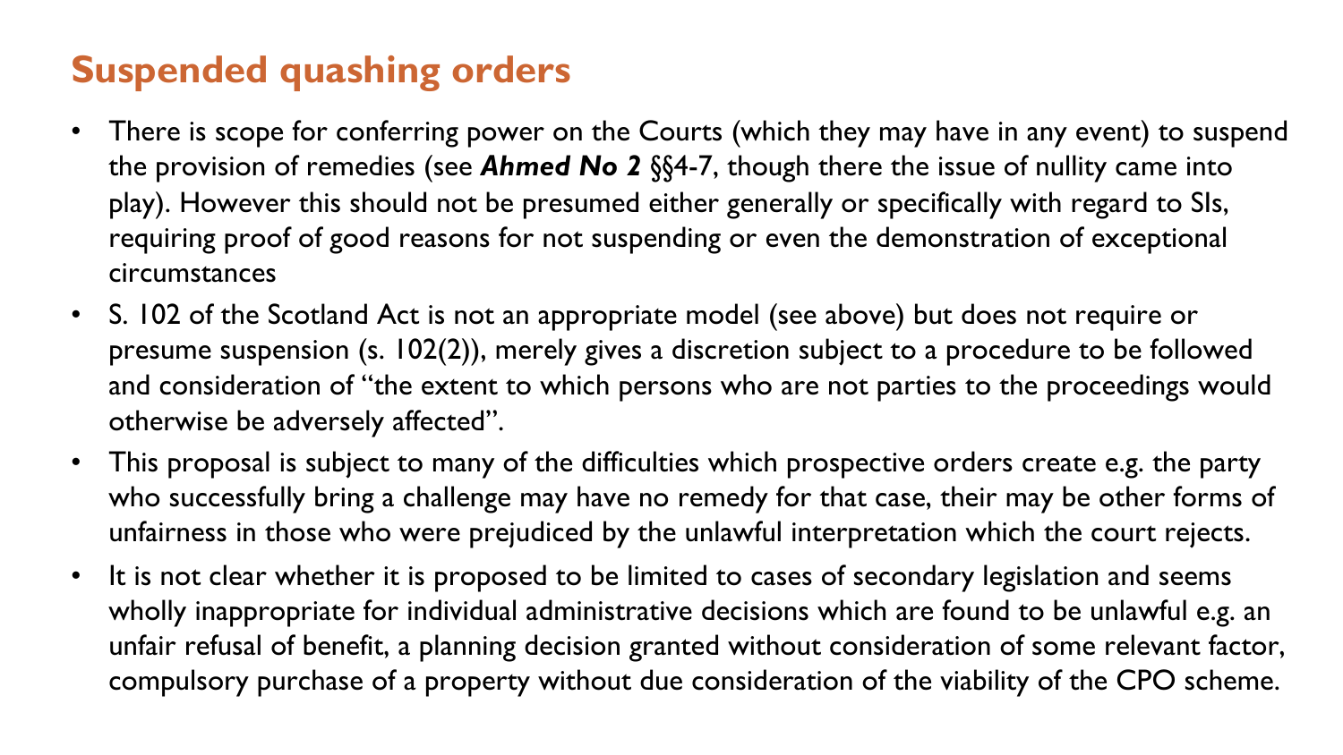## Suspended quashing orders

- There is scope for conferring power on the Courts (which they may have in any event) to suspend the provision of remedies (see ***Ahmed No 2*** §§4-7, though there the issue of nullity came into play). However this should not be presumed either generally or specifically with regard to SIs, requiring proof of good reasons for not suspending or even the demonstration of exceptional circumstances
- S. 102 of the Scotland Act is not an appropriate model (see above) but does not require or presume suspension (s. 102(2)), merely gives a discretion subject to a procedure to be followed and consideration of "the extent to which persons who are not parties to the proceedings would otherwise be adversely affected".
- This proposal is subject to many of the difficulties which prospective orders create e.g. the party who successfully bring a challenge may have no remedy for that case, their may be other forms of unfairness in those who were prejudiced by the unlawful interpretation which the court rejects.
- It is not clear whether it is proposed to be limited to cases of secondary legislation and seems wholly inappropriate for individual administrative decisions which are found to be unlawful e.g. an unfair refusal of benefit, a planning decision granted without consideration of some relevant factor, compulsory purchase of a property without due consideration of the viability of the CPO scheme.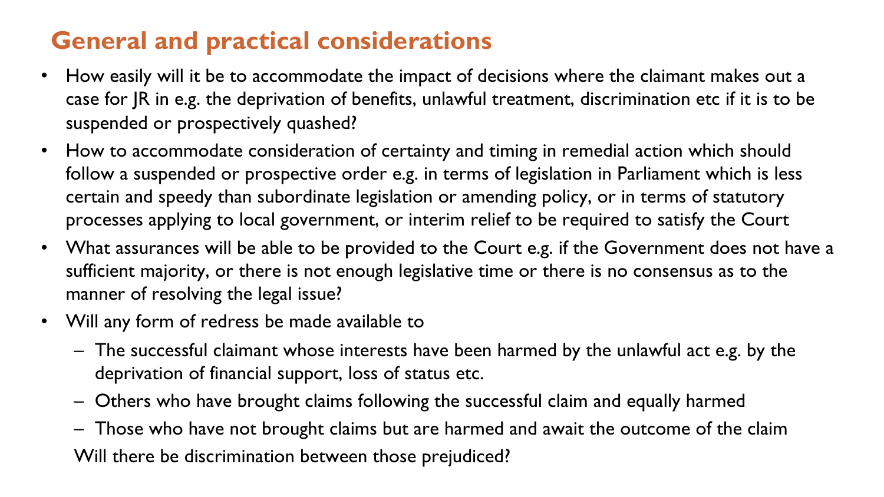## General and practical considerations

- How easily will it be to accommodate the impact of decisions where the claimant makes out a case for JR in e.g. the deprivation of benefits, unlawful treatment, discrimination etc if it is to be suspended or prospectively quashed?
- How to accommodate consideration of certainty and timing in remedial action which should follow a suspended or prospective order e.g. in terms of legislation in Parliament which is less certain and speedy than subordinate legislation or amending policy, or in terms of statutory processes applying to local government, or interim relief to be required to satisfy the Court
- What assurances will be able to be provided to the Court e.g. if the Government does not have a sufficient majority, or there is not enough legislative time or there is no consensus as to the manner of resolving the legal issue?
- Will any form of redress be made available to
  - The successful claimant whose interests have been harmed by the unlawful act e.g. by the deprivation of financial support, loss of status etc.
  - Others who have brought claims following the successful claim and equally harmed
  - Those who have not brought claims but are harmed and await the outcome of the claim

  Will there be discrimination between those prejudiced?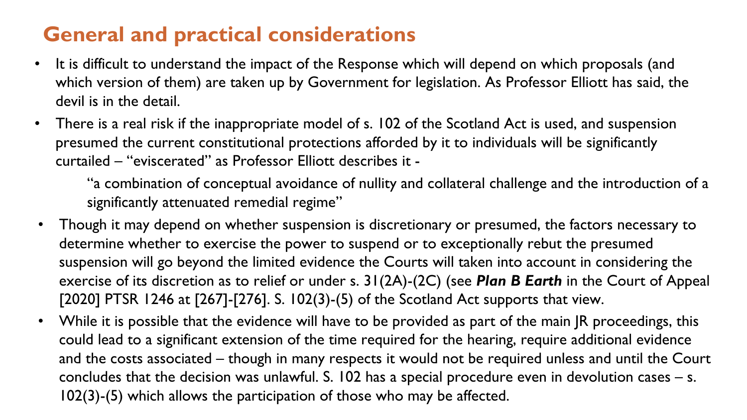## General and practical considerations

- It is difficult to understand the impact of the Response which will depend on which proposals (and which version of them) are taken up by Government for legislation. As Professor Elliott has said, the devil is in the detail.
- There is a real risk if the inappropriate model of s. 102 of the Scotland Act is used, and suspension presumed the current constitutional protections afforded by it to individuals will be significantly curtailed – "eviscerated" as Professor Elliott describes it -

  > "a combination of conceptual avoidance of nullity and collateral challenge and the introduction of a significantly attenuated remedial regime"

- Though it may depend on whether suspension is discretionary or presumed, the factors necessary to determine whether to exercise the power to suspend or to exceptionally rebut the presumed suspension will go beyond the limited evidence the Courts will taken into account in considering the exercise of its discretion as to relief or under s. 31(2A)-(2C) (see ***Plan B Earth*** in the Court of Appeal [2020] PTSR 1246 at [267]-[276]. S. 102(3)-(5) of the Scotland Act supports that view.
- While it is possible that the evidence will have to be provided as part of the main JR proceedings, this could lead to a significant extension of the time required for the hearing, require additional evidence and the costs associated – though in many respects it would not be required unless and until the Court concludes that the decision was unlawful. S. 102 has a special procedure even in devolution cases – s. 102(3)-(5) which allows the participation of those who may be affected.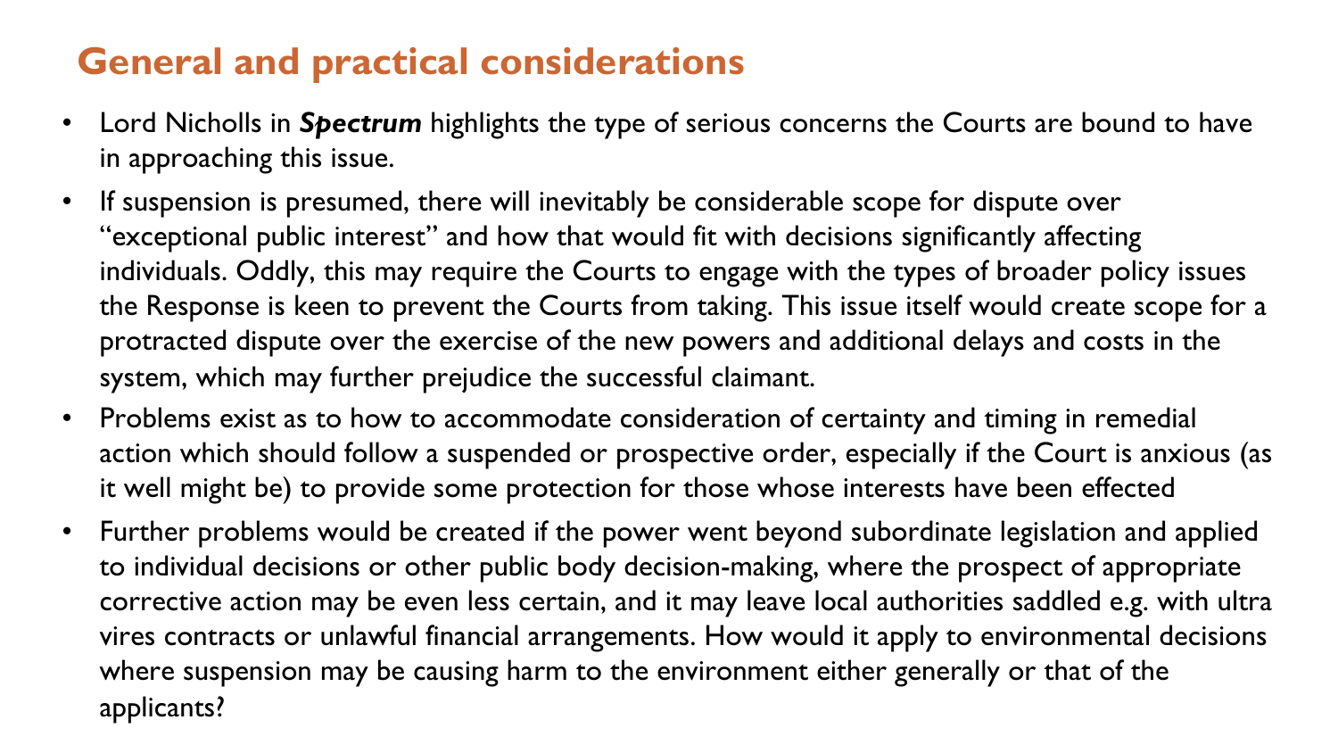# General and practical considerations

- Lord Nicholls in ***Spectrum*** highlights the type of serious concerns the Courts are bound to have in approaching this issue.
- If suspension is presumed, there will inevitably be considerable scope for dispute over "exceptional public interest" and how that would fit with decisions significantly affecting individuals. Oddly, this may require the Courts to engage with the types of broader policy issues the Response is keen to prevent the Courts from taking. This issue itself would create scope for a protracted dispute over the exercise of the new powers and additional delays and costs in the system, which may further prejudice the successful claimant.
- Problems exist as to how to accommodate consideration of certainty and timing in remedial action which should follow a suspended or prospective order, especially if the Court is anxious (as it well might be) to provide some protection for those whose interests have been effected
- Further problems would be created if the power went beyond subordinate legislation and applied to individual decisions or other public body decision-making, where the prospect of appropriate corrective action may be even less certain, and it may leave local authorities saddled e.g. with ultra vires contracts or unlawful financial arrangements. How would it apply to environmental decisions where suspension may be causing harm to the environment either generally or that of the applicants?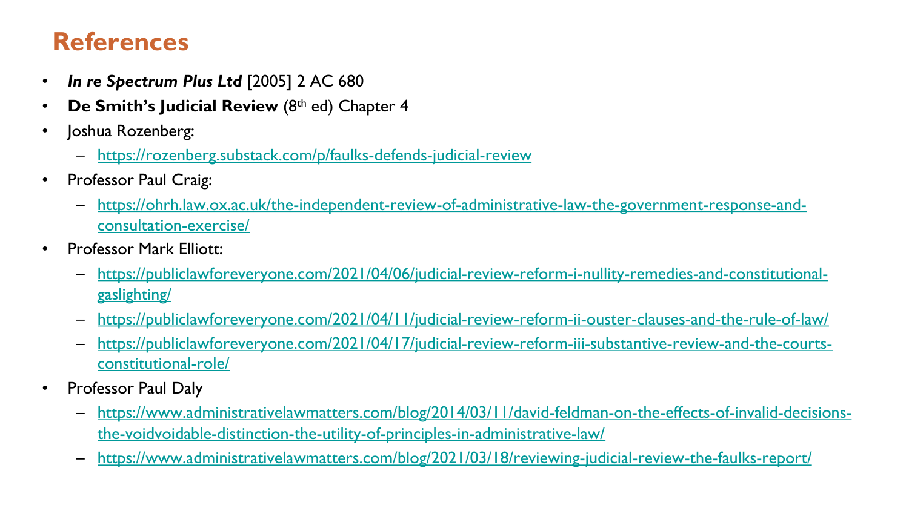# References

- ***In re Spectrum Plus Ltd*** [2005] 2 AC 680
- **De Smith's Judicial Review** (8th ed) Chapter 4
- Joshua Rozenberg:
  - https://rozenberg.substack.com/p/faulks-defends-judicial-review
- Professor Paul Craig:
  - https://ohrh.law.ox.ac.uk/the-independent-review-of-administrative-law-the-government-response-and-consultation-exercise/
- Professor Mark Elliott:
  - https://publiclawforeveryone.com/2021/04/06/judicial-review-reform-i-nullity-remedies-and-constitutional-gaslighting/
  - https://publiclawforeveryone.com/2021/04/11/judicial-review-reform-ii-ouster-clauses-and-the-rule-of-law/
  - https://publiclawforeveryone.com/2021/04/17/judicial-review-reform-iii-substantive-review-and-the-courts-constitutional-role/
- Professor Paul Daly
  - https://www.administrativelawmatters.com/blog/2014/03/11/david-feldman-on-the-effects-of-invalid-decisions-the-voidvoidable-distinction-the-utility-of-principles-in-administrative-law/
  - https://www.administrativelawmatters.com/blog/2021/03/18/reviewing-judicial-review-the-faulks-report/